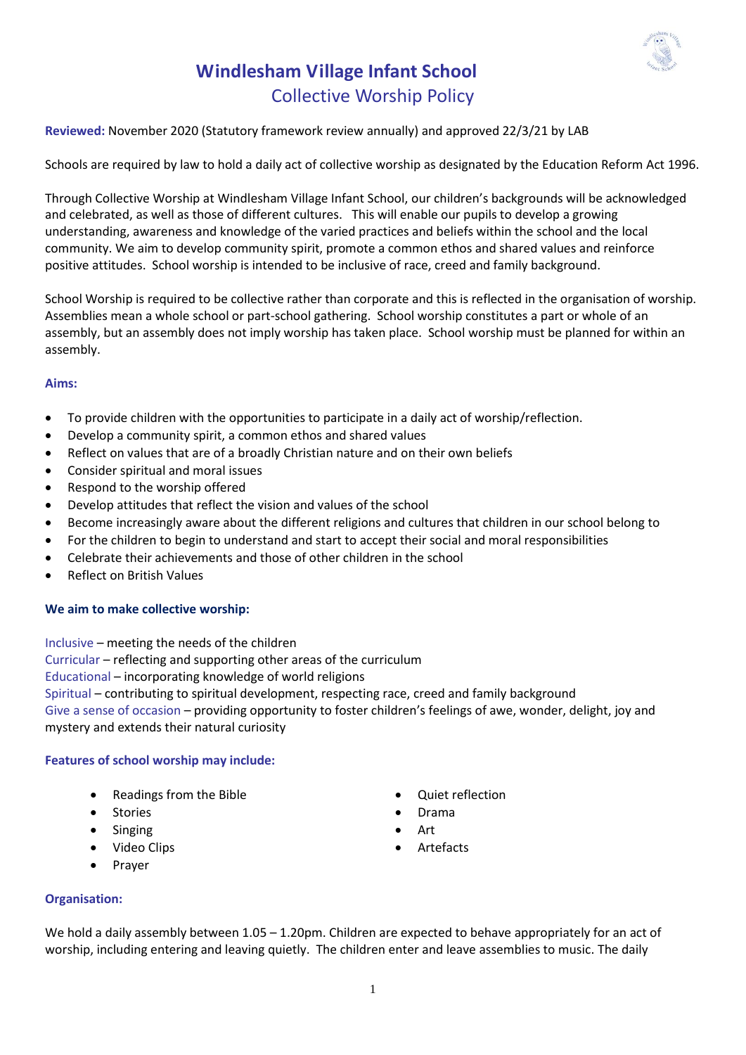# Windlesham Village Infant School

## Collective Worship Policy

**Reviewed:** November 2020 (Statutory framework review annually) and approved 22/3/21 by LAB

Schools are required by law to hold a daily act of collective worship as designated by the Education Reform Act 1996.

Through Collective Worship at Windlesham Village Infant School, our children's backgrounds will be acknowledged and celebrated, as well as those of different cultures. This will enable our pupils to develop a growing understanding, awareness and knowledge of the varied practices and beliefs within the school and the local community. We aim to develop community spirit, promote a common ethos and shared values and reinforce positive attitudes. School worship is intended to be inclusive of race, creed and family background.

School Worship is required to be collective rather than corporate and this is reflected in the organisation of worship. Assemblies mean a whole school or part-school gathering. School worship constitutes a part or whole of an assembly, but an assembly does not imply worship has taken place. School worship must be planned for within an assembly.

### Aims:

- To provide children with the opportunities to participate in a daily act of worship/reflection.
- Develop a community spirit, a common ethos and shared values
- Reflect on values that are of a broadly Christian nature and on their own beliefs
- Consider spiritual and moral issues
- Respond to the worship offered
- Develop attitudes that reflect the vision and values of the school
- Become increasingly aware about the different religions and cultures that children in our school belong to
- For the children to begin to understand and start to accept their social and moral responsibilities
- Celebrate their achievements and those of other children in the school
- Reflect on British Values

### We aim to make collective worship:

Inclusive – meeting the needs of the children
Curricular – reflecting and supporting other areas of the curriculum
Educational – incorporating knowledge of world religions
Spiritual – contributing to spiritual development, respecting race, creed and family background
Give a sense of occasion – providing opportunity to foster children's feelings of awe, wonder, delight, joy and mystery and extends their natural curiosity

### Features of school worship may include:

- Readings from the Bible
- Stories
- Singing
- Video Clips
- Prayer
- Quiet reflection
- Drama
- Art
- Artefacts

### Organisation:

We hold a daily assembly between 1.05 – 1.20pm. Children are expected to behave appropriately for an act of worship, including entering and leaving quietly. The children enter and leave assemblies to music. The daily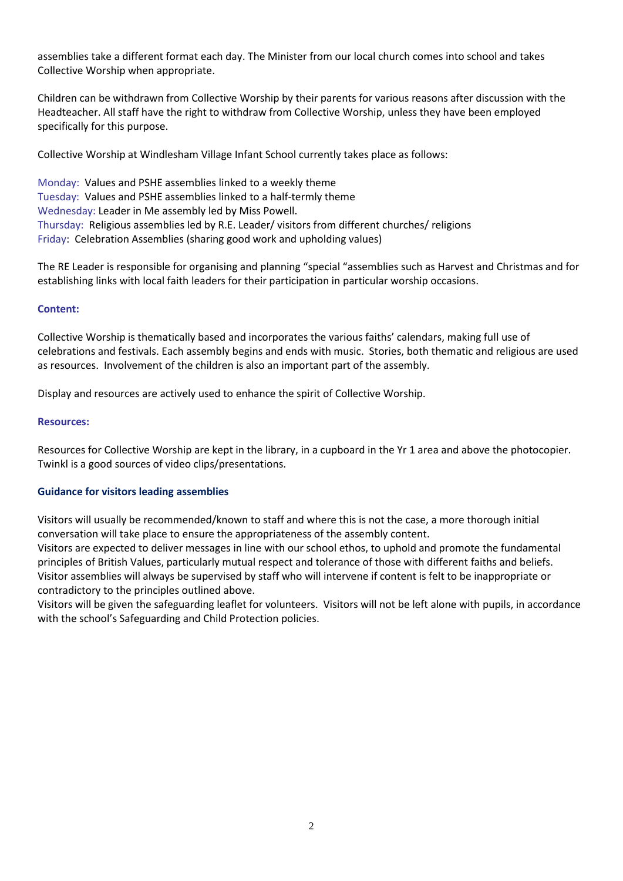assemblies take a different format each day. The Minister from our local church comes into school and takes Collective Worship when appropriate.

Children can be withdrawn from Collective Worship by their parents for various reasons after discussion with the Headteacher. All staff have the right to withdraw from Collective Worship, unless they have been employed specifically for this purpose.

Collective Worship at Windlesham Village Infant School currently takes place as follows:

Monday: Values and PSHE assemblies linked to a weekly theme
Tuesday: Values and PSHE assemblies linked to a half-termly theme
Wednesday: Leader in Me assembly led by Miss Powell.
Thursday: Religious assemblies led by R.E. Leader/ visitors from different churches/ religions
Friday: Celebration Assemblies (sharing good work and upholding values)

The RE Leader is responsible for organising and planning "special "assemblies such as Harvest and Christmas and for establishing links with local faith leaders for their participation in particular worship occasions.

**Content:**

Collective Worship is thematically based and incorporates the various faiths' calendars, making full use of celebrations and festivals. Each assembly begins and ends with music. Stories, both thematic and religious are used as resources. Involvement of the children is also an important part of the assembly.

Display and resources are actively used to enhance the spirit of Collective Worship.

**Resources:**

Resources for Collective Worship are kept in the library, in a cupboard in the Yr 1 area and above the photocopier. Twinkl is a good sources of video clips/presentations.

**Guidance for visitors leading assemblies**

Visitors will usually be recommended/known to staff and where this is not the case, a more thorough initial conversation will take place to ensure the appropriateness of the assembly content.
Visitors are expected to deliver messages in line with our school ethos, to uphold and promote the fundamental principles of British Values, particularly mutual respect and tolerance of those with different faiths and beliefs.
Visitor assemblies will always be supervised by staff who will intervene if content is felt to be inappropriate or contradictory to the principles outlined above.
Visitors will be given the safeguarding leaflet for volunteers. Visitors will not be left alone with pupils, in accordance with the school's Safeguarding and Child Protection policies.